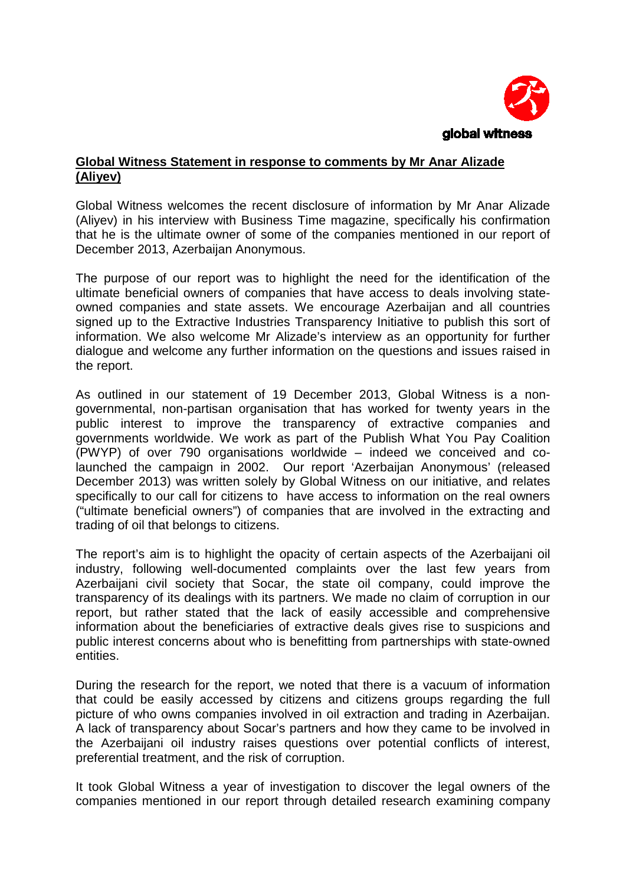global witness

**Global Witness Statement in response to comments by Mr Anar Alizade (Aliyev)**

Global Witness welcomes the recent disclosure of information by Mr Anar Alizade (Aliyev) in his interview with Business Time magazine, specifically his confirmation that he is the ultimate owner of some of the companies mentioned in our report of December 2013, Azerbaijan Anonymous.

The purpose of our report was to highlight the need for the identification of the ultimate beneficial owners of companies that have access to deals involving state-owned companies and state assets. We encourage Azerbaijan and all countries signed up to the Extractive Industries Transparency Initiative to publish this sort of information. We also welcome Mr Alizade's interview as an opportunity for further dialogue and welcome any further information on the questions and issues raised in the report.

As outlined in our statement of 19 December 2013, Global Witness is a non-governmental, non-partisan organisation that has worked for twenty years in the public interest to improve the transparency of extractive companies and governments worldwide. We work as part of the Publish What You Pay Coalition (PWYP) of over 790 organisations worldwide – indeed we conceived and co-launched the campaign in 2002. Our report 'Azerbaijan Anonymous' (released December 2013) was written solely by Global Witness on our initiative, and relates specifically to our call for citizens to have access to information on the real owners ("ultimate beneficial owners") of companies that are involved in the extracting and trading of oil that belongs to citizens.

The report's aim is to highlight the opacity of certain aspects of the Azerbaijani oil industry, following well-documented complaints over the last few years from Azerbaijani civil society that Socar, the state oil company, could improve the transparency of its dealings with its partners. We made no claim of corruption in our report, but rather stated that the lack of easily accessible and comprehensive information about the beneficiaries of extractive deals gives rise to suspicions and public interest concerns about who is benefitting from partnerships with state-owned entities.

During the research for the report, we noted that there is a vacuum of information that could be easily accessed by citizens and citizens groups regarding the full picture of who owns companies involved in oil extraction and trading in Azerbaijan. A lack of transparency about Socar's partners and how they came to be involved in the Azerbaijani oil industry raises questions over potential conflicts of interest, preferential treatment, and the risk of corruption.

It took Global Witness a year of investigation to discover the legal owners of the companies mentioned in our report through detailed research examining company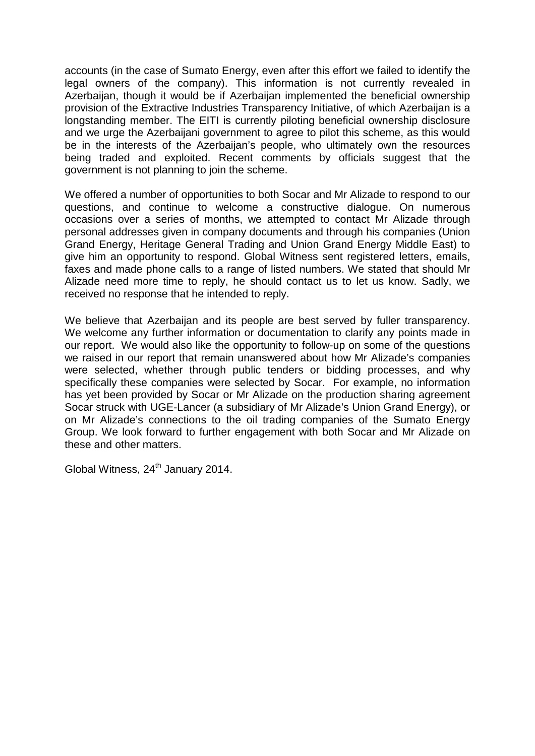accounts (in the case of Sumato Energy, even after this effort we failed to identify the legal owners of the company). This information is not currently revealed in Azerbaijan, though it would be if Azerbaijan implemented the beneficial ownership provision of the Extractive Industries Transparency Initiative, of which Azerbaijan is a longstanding member. The EITI is currently piloting beneficial ownership disclosure and we urge the Azerbaijani government to agree to pilot this scheme, as this would be in the interests of the Azerbaijan's people, who ultimately own the resources being traded and exploited. Recent comments by officials suggest that the government is not planning to join the scheme.

We offered a number of opportunities to both Socar and Mr Alizade to respond to our questions, and continue to welcome a constructive dialogue. On numerous occasions over a series of months, we attempted to contact Mr Alizade through personal addresses given in company documents and through his companies (Union Grand Energy, Heritage General Trading and Union Grand Energy Middle East) to give him an opportunity to respond. Global Witness sent registered letters, emails, faxes and made phone calls to a range of listed numbers. We stated that should Mr Alizade need more time to reply, he should contact us to let us know. Sadly, we received no response that he intended to reply.

We believe that Azerbaijan and its people are best served by fuller transparency. We welcome any further information or documentation to clarify any points made in our report. We would also like the opportunity to follow-up on some of the questions we raised in our report that remain unanswered about how Mr Alizade's companies were selected, whether through public tenders or bidding processes, and why specifically these companies were selected by Socar. For example, no information has yet been provided by Socar or Mr Alizade on the production sharing agreement Socar struck with UGE-Lancer (a subsidiary of Mr Alizade's Union Grand Energy), or on Mr Alizade's connections to the oil trading companies of the Sumato Energy Group. We look forward to further engagement with both Socar and Mr Alizade on these and other matters.

Global Witness, 24th January 2014.